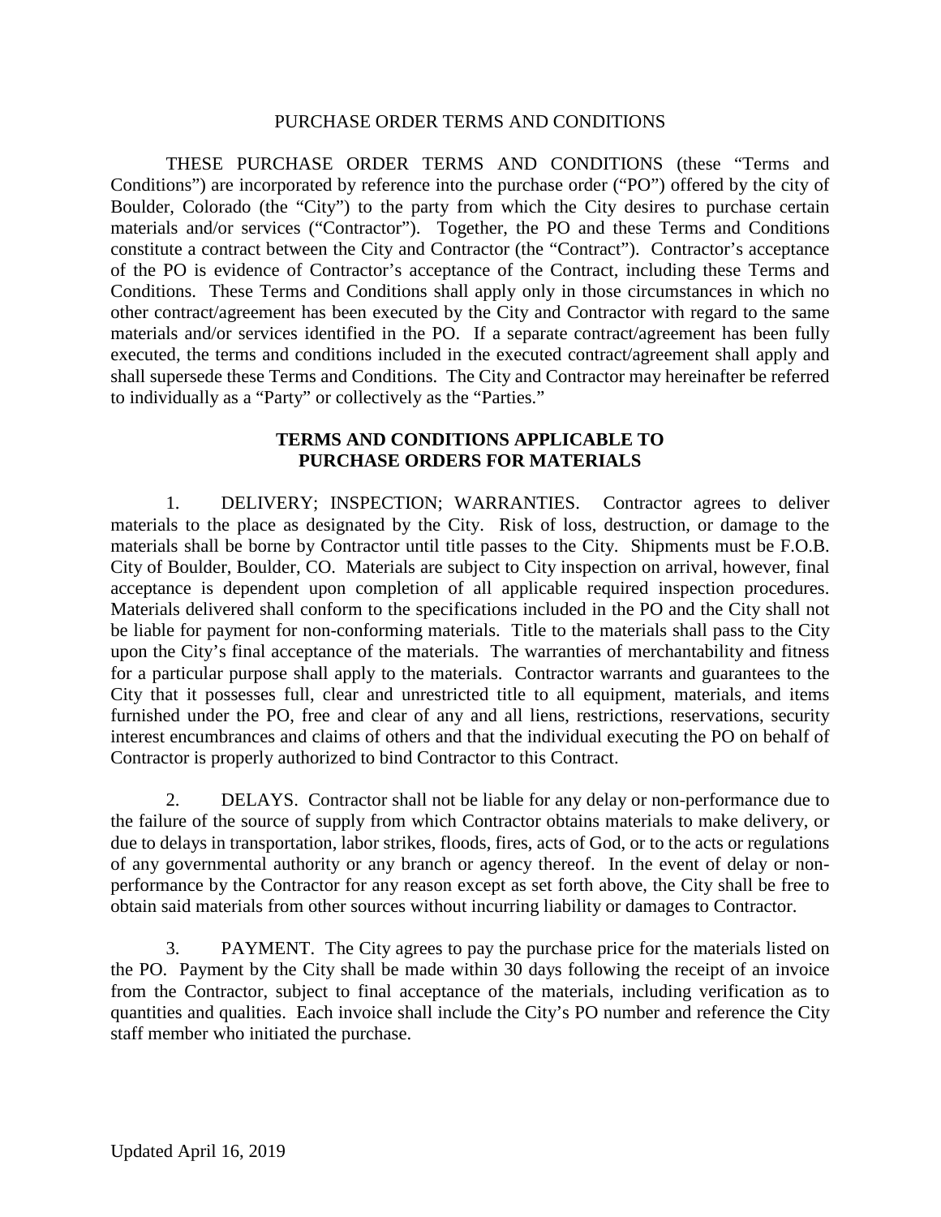# PURCHASE ORDER TERMS AND CONDITIONS

THESE PURCHASE ORDER TERMS AND CONDITIONS (these "Terms and Conditions") are incorporated by reference into the purchase order ("PO") offered by the city of Boulder, Colorado (the "City") to the party from which the City desires to purchase certain materials and/or services ("Contractor"). Together, the PO and these Terms and Conditions constitute a contract between the City and Contractor (the "Contract"). Contractor's acceptance of the PO is evidence of Contractor's acceptance of the Contract, including these Terms and Conditions. These Terms and Conditions shall apply only in those circumstances in which no other contract/agreement has been executed by the City and Contractor with regard to the same materials and/or services identified in the PO. If a separate contract/agreement has been fully executed, the terms and conditions included in the executed contract/agreement shall apply and shall supersede these Terms and Conditions. The City and Contractor may hereinafter be referred to individually as a "Party" or collectively as the "Parties."

## TERMS AND CONDITIONS APPLICABLE TO PURCHASE ORDERS FOR MATERIALS

1. DELIVERY; INSPECTION; WARRANTIES. Contractor agrees to deliver materials to the place as designated by the City. Risk of loss, destruction, or damage to the materials shall be borne by Contractor until title passes to the City. Shipments must be F.O.B. City of Boulder, Boulder, CO. Materials are subject to City inspection on arrival, however, final acceptance is dependent upon completion of all applicable required inspection procedures. Materials delivered shall conform to the specifications included in the PO and the City shall not be liable for payment for non-conforming materials. Title to the materials shall pass to the City upon the City's final acceptance of the materials. The warranties of merchantability and fitness for a particular purpose shall apply to the materials. Contractor warrants and guarantees to the City that it possesses full, clear and unrestricted title to all equipment, materials, and items furnished under the PO, free and clear of any and all liens, restrictions, reservations, security interest encumbrances and claims of others and that the individual executing the PO on behalf of Contractor is properly authorized to bind Contractor to this Contract.

2. DELAYS. Contractor shall not be liable for any delay or non-performance due to the failure of the source of supply from which Contractor obtains materials to make delivery, or due to delays in transportation, labor strikes, floods, fires, acts of God, or to the acts or regulations of any governmental authority or any branch or agency thereof. In the event of delay or non-performance by the Contractor for any reason except as set forth above, the City shall be free to obtain said materials from other sources without incurring liability or damages to Contractor.

3. PAYMENT. The City agrees to pay the purchase price for the materials listed on the PO. Payment by the City shall be made within 30 days following the receipt of an invoice from the Contractor, subject to final acceptance of the materials, including verification as to quantities and qualities. Each invoice shall include the City's PO number and reference the City staff member who initiated the purchase.

Updated April 16, 2019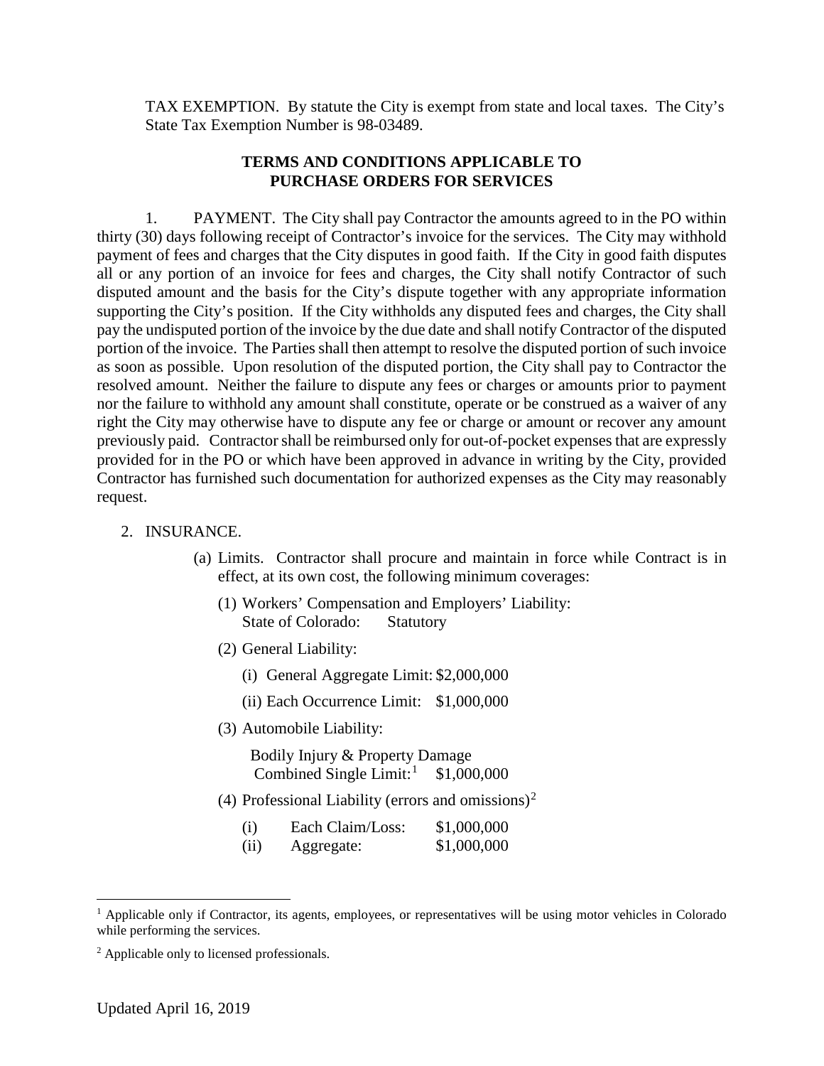TAX EXEMPTION. By statute the City is exempt from state and local taxes. The City's State Tax Exemption Number is 98-03489.

## TERMS AND CONDITIONS APPLICABLE TO PURCHASE ORDERS FOR SERVICES

1. PAYMENT. The City shall pay Contractor the amounts agreed to in the PO within thirty (30) days following receipt of Contractor's invoice for the services. The City may withhold payment of fees and charges that the City disputes in good faith. If the City in good faith disputes all or any portion of an invoice for fees and charges, the City shall notify Contractor of such disputed amount and the basis for the City's dispute together with any appropriate information supporting the City's position. If the City withholds any disputed fees and charges, the City shall pay the undisputed portion of the invoice by the due date and shall notify Contractor of the disputed portion of the invoice. The Parties shall then attempt to resolve the disputed portion of such invoice as soon as possible. Upon resolution of the disputed portion, the City shall pay to Contractor the resolved amount. Neither the failure to dispute any fees or charges or amounts prior to payment nor the failure to withhold any amount shall constitute, operate or be construed as a waiver of any right the City may otherwise have to dispute any fee or charge or amount or recover any amount previously paid. Contractor shall be reimbursed only for out-of-pocket expenses that are expressly provided for in the PO or which have been approved in advance in writing by the City, provided Contractor has furnished such documentation for authorized expenses as the City may reasonably request.

2. INSURANCE.

   (a) Limits. Contractor shall procure and maintain in force while Contract is in effect, at its own cost, the following minimum coverages:

      (1) Workers' Compensation and Employers' Liability:
      State of Colorado: Statutory

      (2) General Liability:

         (i) General Aggregate Limit: $2,000,000

         (ii) Each Occurrence Limit: $1,000,000

      (3) Automobile Liability:

         Bodily Injury & Property Damage
         Combined Single Limit:[1] $1,000,000

      (4) Professional Liability (errors and omissions)[2]

         (i) Each Claim/Loss: $1,000,000
         (ii) Aggregate: $1,000,000

[1] Applicable only if Contractor, its agents, employees, or representatives will be using motor vehicles in Colorado while performing the services.

[2] Applicable only to licensed professionals.

Updated April 16, 2019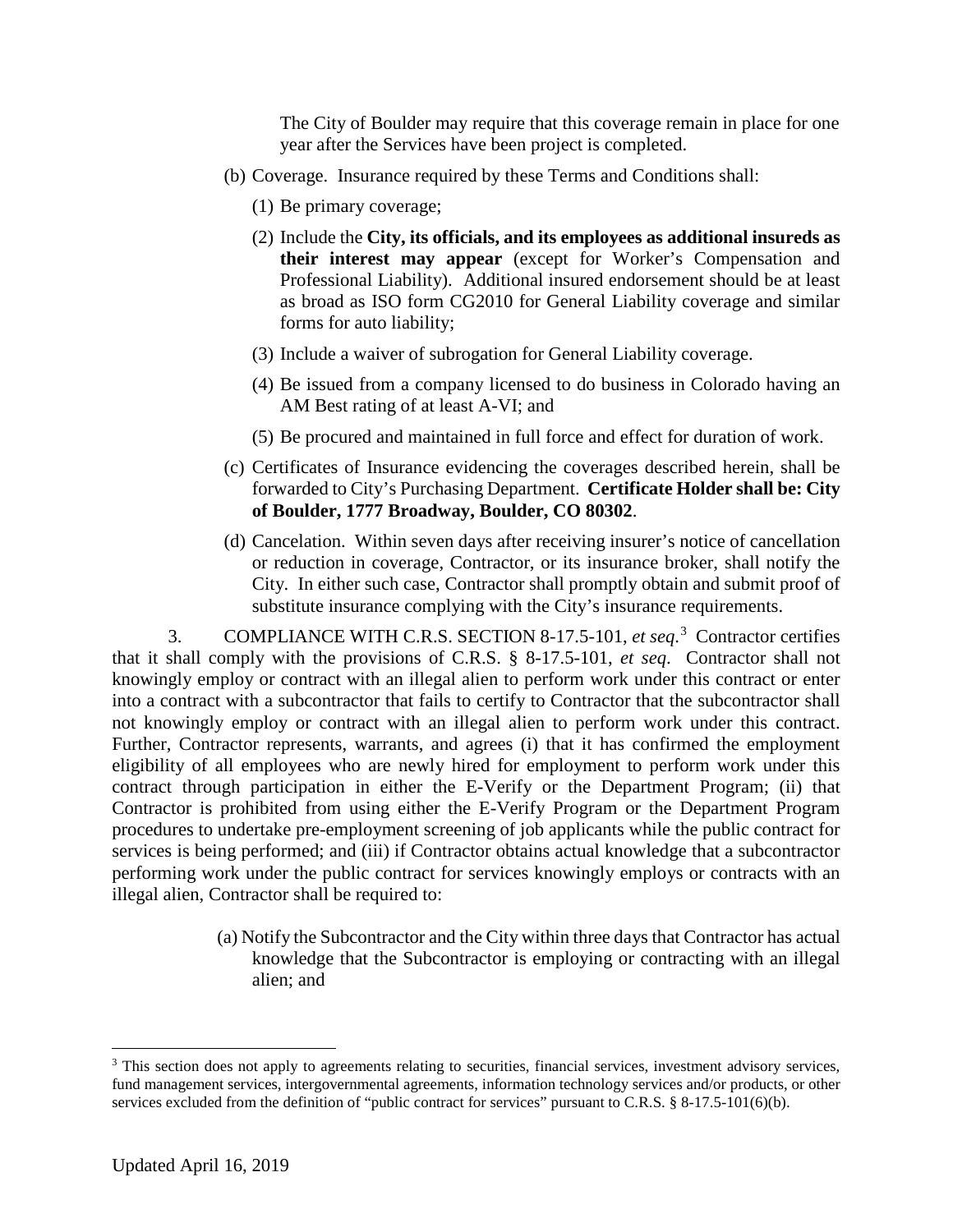The City of Boulder may require that this coverage remain in place for one year after the Services have been project is completed.

(b) Coverage. Insurance required by these Terms and Conditions shall:

(1) Be primary coverage;

(2) Include the **City, its officials, and its employees as additional insureds as their interest may appear** (except for Worker's Compensation and Professional Liability). Additional insured endorsement should be at least as broad as ISO form CG2010 for General Liability coverage and similar forms for auto liability;

(3) Include a waiver of subrogation for General Liability coverage.

(4) Be issued from a company licensed to do business in Colorado having an AM Best rating of at least A-VI; and

(5) Be procured and maintained in full force and effect for duration of work.

(c) Certificates of Insurance evidencing the coverages described herein, shall be forwarded to City's Purchasing Department. **Certificate Holder shall be: City of Boulder, 1777 Broadway, Boulder, CO 80302**.

(d) Cancelation. Within seven days after receiving insurer's notice of cancellation or reduction in coverage, Contractor, or its insurance broker, shall notify the City. In either such case, Contractor shall promptly obtain and submit proof of substitute insurance complying with the City's insurance requirements.

3. COMPLIANCE WITH C.R.S. SECTION 8-17.5-101, *et seq.*[3] Contractor certifies that it shall comply with the provisions of C.R.S. § 8-17.5-101, *et seq*. Contractor shall not knowingly employ or contract with an illegal alien to perform work under this contract or enter into a contract with a subcontractor that fails to certify to Contractor that the subcontractor shall not knowingly employ or contract with an illegal alien to perform work under this contract. Further, Contractor represents, warrants, and agrees (i) that it has confirmed the employment eligibility of all employees who are newly hired for employment to perform work under this contract through participation in either the E-Verify or the Department Program; (ii) that Contractor is prohibited from using either the E-Verify Program or the Department Program procedures to undertake pre-employment screening of job applicants while the public contract for services is being performed; and (iii) if Contractor obtains actual knowledge that a subcontractor performing work under the public contract for services knowingly employs or contracts with an illegal alien, Contractor shall be required to:

(a) Notify the Subcontractor and the City within three days that Contractor has actual knowledge that the Subcontractor is employing or contracting with an illegal alien; and

[3] This section does not apply to agreements relating to securities, financial services, investment advisory services, fund management services, intergovernmental agreements, information technology services and/or products, or other services excluded from the definition of "public contract for services" pursuant to C.R.S. § 8-17.5-101(6)(b).

Updated April 16, 2019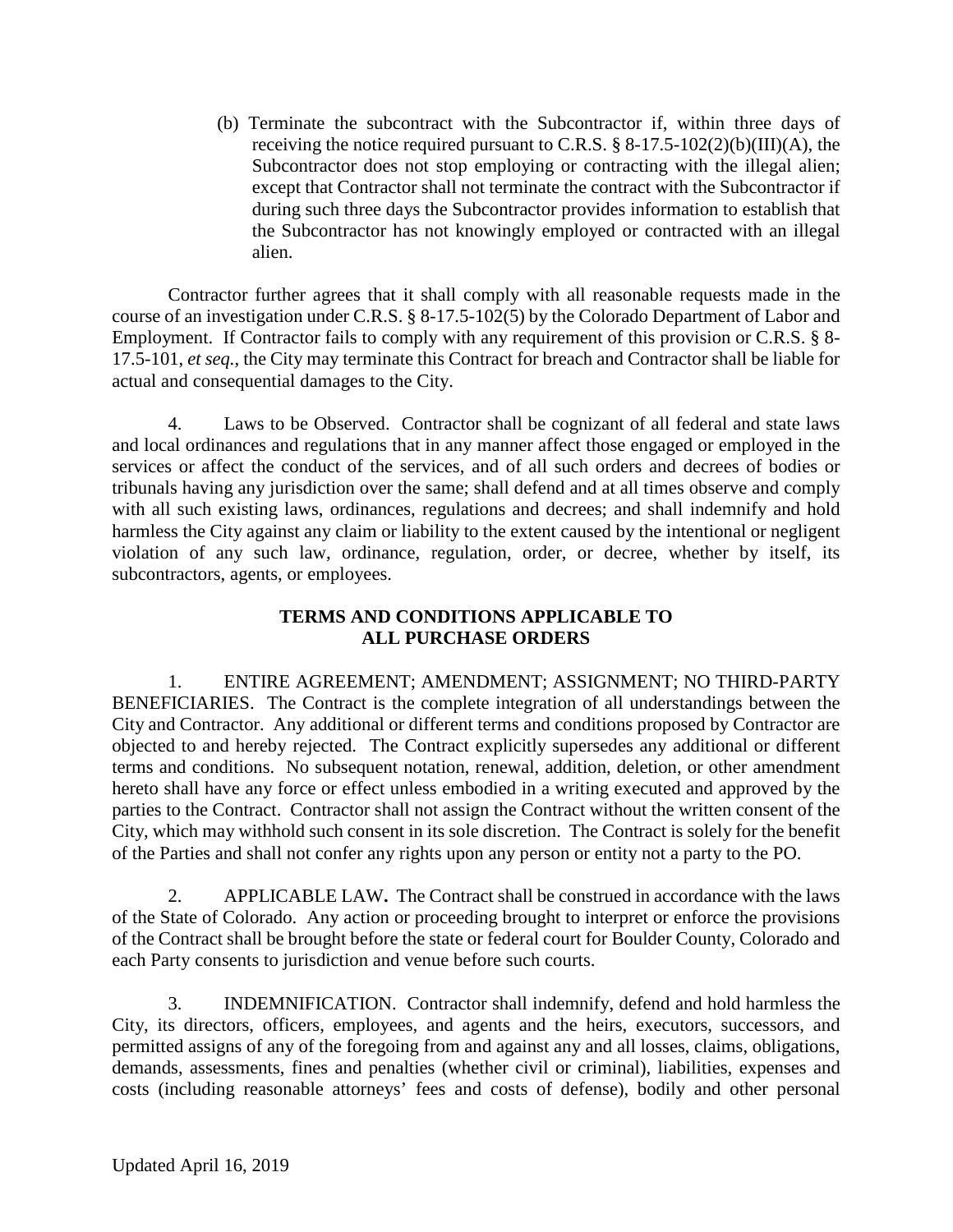(b) Terminate the subcontract with the Subcontractor if, within three days of receiving the notice required pursuant to C.R.S. § 8-17.5-102(2)(b)(III)(A), the Subcontractor does not stop employing or contracting with the illegal alien; except that Contractor shall not terminate the contract with the Subcontractor if during such three days the Subcontractor provides information to establish that the Subcontractor has not knowingly employed or contracted with an illegal alien.

Contractor further agrees that it shall comply with all reasonable requests made in the course of an investigation under C.R.S. § 8-17.5-102(5) by the Colorado Department of Labor and Employment. If Contractor fails to comply with any requirement of this provision or C.R.S. § 8-17.5-101, *et seq.*, the City may terminate this Contract for breach and Contractor shall be liable for actual and consequential damages to the City.

4. Laws to be Observed. Contractor shall be cognizant of all federal and state laws and local ordinances and regulations that in any manner affect those engaged or employed in the services or affect the conduct of the services, and of all such orders and decrees of bodies or tribunals having any jurisdiction over the same; shall defend and at all times observe and comply with all such existing laws, ordinances, regulations and decrees; and shall indemnify and hold harmless the City against any claim or liability to the extent caused by the intentional or negligent violation of any such law, ordinance, regulation, order, or decree, whether by itself, its subcontractors, agents, or employees.

## TERMS AND CONDITIONS APPLICABLE TO ALL PURCHASE ORDERS

1. ENTIRE AGREEMENT; AMENDMENT; ASSIGNMENT; NO THIRD-PARTY BENEFICIARIES. The Contract is the complete integration of all understandings between the City and Contractor. Any additional or different terms and conditions proposed by Contractor are objected to and hereby rejected. The Contract explicitly supersedes any additional or different terms and conditions. No subsequent notation, renewal, addition, deletion, or other amendment hereto shall have any force or effect unless embodied in a writing executed and approved by the parties to the Contract. Contractor shall not assign the Contract without the written consent of the City, which may withhold such consent in its sole discretion. The Contract is solely for the benefit of the Parties and shall not confer any rights upon any person or entity not a party to the PO.

2. APPLICABLE LAW**.** The Contract shall be construed in accordance with the laws of the State of Colorado. Any action or proceeding brought to interpret or enforce the provisions of the Contract shall be brought before the state or federal court for Boulder County, Colorado and each Party consents to jurisdiction and venue before such courts.

3. INDEMNIFICATION. Contractor shall indemnify, defend and hold harmless the City, its directors, officers, employees, and agents and the heirs, executors, successors, and permitted assigns of any of the foregoing from and against any and all losses, claims, obligations, demands, assessments, fines and penalties (whether civil or criminal), liabilities, expenses and costs (including reasonable attorneys' fees and costs of defense), bodily and other personal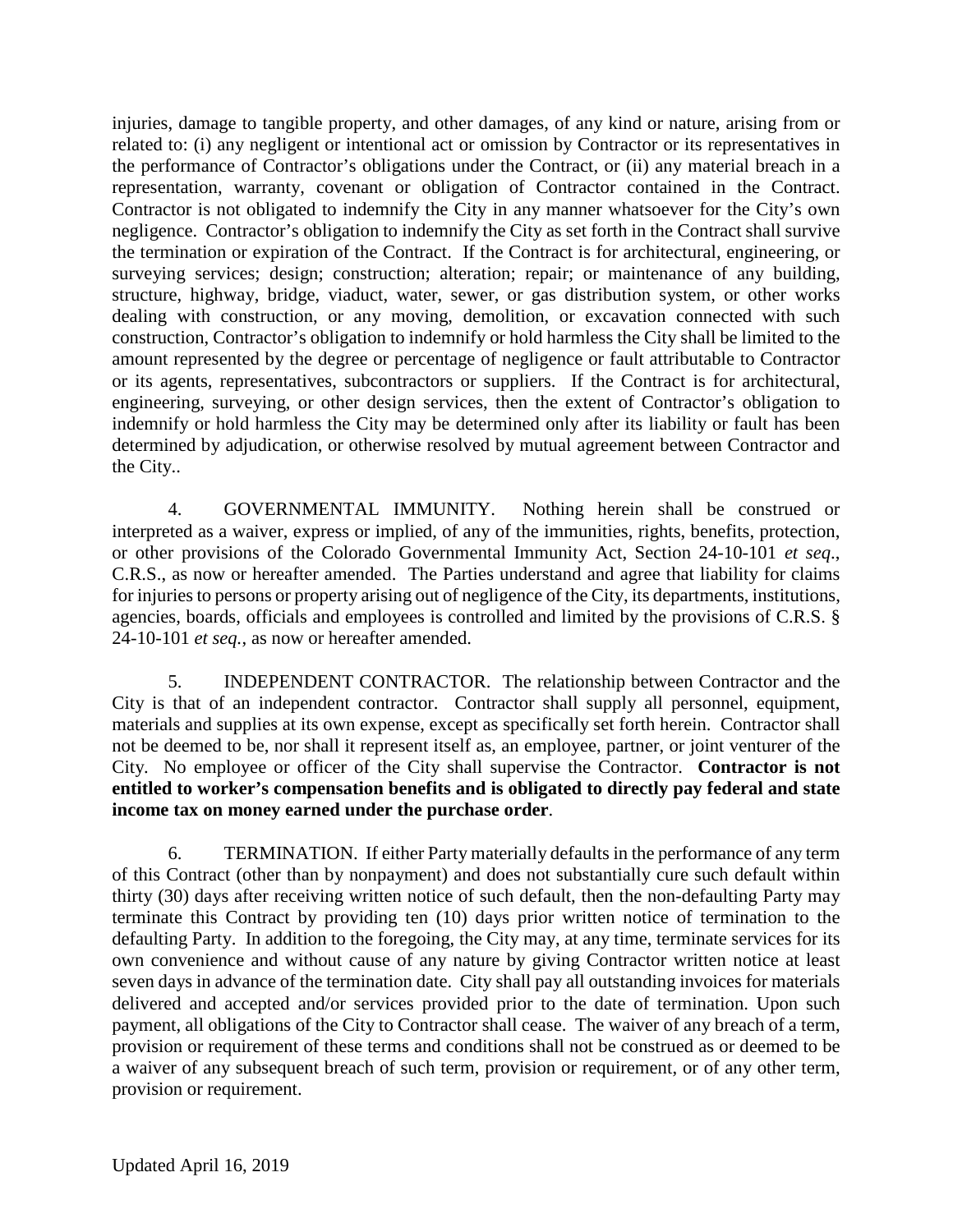injuries, damage to tangible property, and other damages, of any kind or nature, arising from or related to: (i) any negligent or intentional act or omission by Contractor or its representatives in the performance of Contractor's obligations under the Contract, or (ii) any material breach in a representation, warranty, covenant or obligation of Contractor contained in the Contract. Contractor is not obligated to indemnify the City in any manner whatsoever for the City's own negligence. Contractor's obligation to indemnify the City as set forth in the Contract shall survive the termination or expiration of the Contract. If the Contract is for architectural, engineering, or surveying services; design; construction; alteration; repair; or maintenance of any building, structure, highway, bridge, viaduct, water, sewer, or gas distribution system, or other works dealing with construction, or any moving, demolition, or excavation connected with such construction, Contractor's obligation to indemnify or hold harmless the City shall be limited to the amount represented by the degree or percentage of negligence or fault attributable to Contractor or its agents, representatives, subcontractors or suppliers. If the Contract is for architectural, engineering, surveying, or other design services, then the extent of Contractor's obligation to indemnify or hold harmless the City may be determined only after its liability or fault has been determined by adjudication, or otherwise resolved by mutual agreement between Contractor and the City..

4. GOVERNMENTAL IMMUNITY. Nothing herein shall be construed or interpreted as a waiver, express or implied, of any of the immunities, rights, benefits, protection, or other provisions of the Colorado Governmental Immunity Act, Section 24-10-101 *et seq*., C.R.S., as now or hereafter amended. The Parties understand and agree that liability for claims for injuries to persons or property arising out of negligence of the City, its departments, institutions, agencies, boards, officials and employees is controlled and limited by the provisions of C.R.S. § 24-10-101 *et seq.*, as now or hereafter amended.

5. INDEPENDENT CONTRACTOR. The relationship between Contractor and the City is that of an independent contractor. Contractor shall supply all personnel, equipment, materials and supplies at its own expense, except as specifically set forth herein. Contractor shall not be deemed to be, nor shall it represent itself as, an employee, partner, or joint venturer of the City. No employee or officer of the City shall supervise the Contractor. **Contractor is not entitled to worker's compensation benefits and is obligated to directly pay federal and state income tax on money earned under the purchase order**.

6. TERMINATION. If either Party materially defaults in the performance of any term of this Contract (other than by nonpayment) and does not substantially cure such default within thirty (30) days after receiving written notice of such default, then the non-defaulting Party may terminate this Contract by providing ten (10) days prior written notice of termination to the defaulting Party. In addition to the foregoing, the City may, at any time, terminate services for its own convenience and without cause of any nature by giving Contractor written notice at least seven days in advance of the termination date. City shall pay all outstanding invoices for materials delivered and accepted and/or services provided prior to the date of termination. Upon such payment, all obligations of the City to Contractor shall cease. The waiver of any breach of a term, provision or requirement of these terms and conditions shall not be construed as or deemed to be a waiver of any subsequent breach of such term, provision or requirement, or of any other term, provision or requirement.

Updated April 16, 2019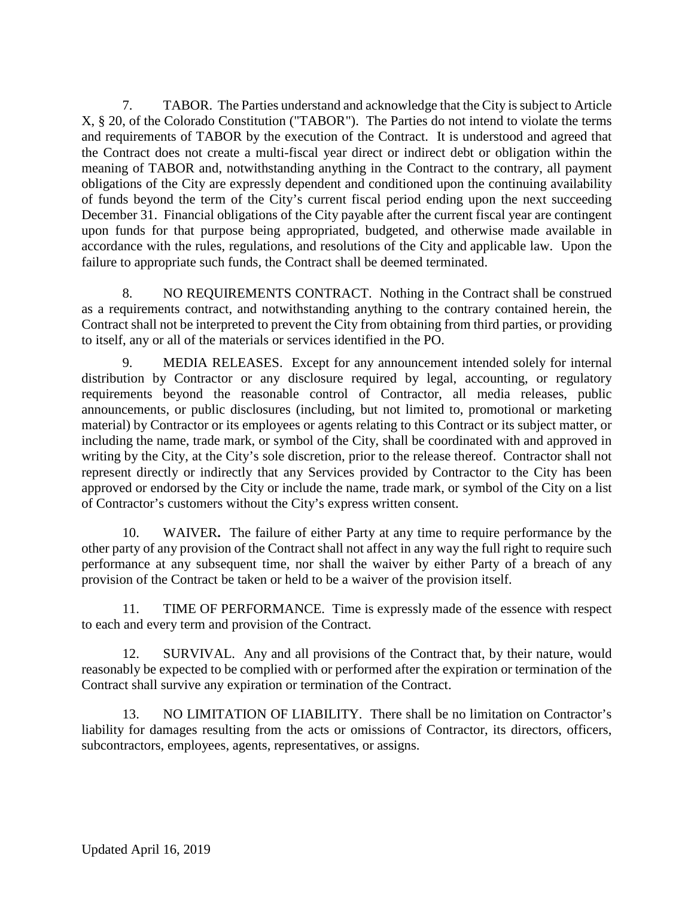7. TABOR. The Parties understand and acknowledge that the City is subject to Article X, § 20, of the Colorado Constitution ("TABOR"). The Parties do not intend to violate the terms and requirements of TABOR by the execution of the Contract. It is understood and agreed that the Contract does not create a multi-fiscal year direct or indirect debt or obligation within the meaning of TABOR and, notwithstanding anything in the Contract to the contrary, all payment obligations of the City are expressly dependent and conditioned upon the continuing availability of funds beyond the term of the City's current fiscal period ending upon the next succeeding December 31. Financial obligations of the City payable after the current fiscal year are contingent upon funds for that purpose being appropriated, budgeted, and otherwise made available in accordance with the rules, regulations, and resolutions of the City and applicable law. Upon the failure to appropriate such funds, the Contract shall be deemed terminated.

8. NO REQUIREMENTS CONTRACT. Nothing in the Contract shall be construed as a requirements contract, and notwithstanding anything to the contrary contained herein, the Contract shall not be interpreted to prevent the City from obtaining from third parties, or providing to itself, any or all of the materials or services identified in the PO.

9. MEDIA RELEASES. Except for any announcement intended solely for internal distribution by Contractor or any disclosure required by legal, accounting, or regulatory requirements beyond the reasonable control of Contractor, all media releases, public announcements, or public disclosures (including, but not limited to, promotional or marketing material) by Contractor or its employees or agents relating to this Contract or its subject matter, or including the name, trade mark, or symbol of the City, shall be coordinated with and approved in writing by the City, at the City's sole discretion, prior to the release thereof. Contractor shall not represent directly or indirectly that any Services provided by Contractor to the City has been approved or endorsed by the City or include the name, trade mark, or symbol of the City on a list of Contractor's customers without the City's express written consent.

10. WAIVER**.** The failure of either Party at any time to require performance by the other party of any provision of the Contract shall not affect in any way the full right to require such performance at any subsequent time, nor shall the waiver by either Party of a breach of any provision of the Contract be taken or held to be a waiver of the provision itself.

11. TIME OF PERFORMANCE. Time is expressly made of the essence with respect to each and every term and provision of the Contract.

12. SURVIVAL. Any and all provisions of the Contract that, by their nature, would reasonably be expected to be complied with or performed after the expiration or termination of the Contract shall survive any expiration or termination of the Contract.

13. NO LIMITATION OF LIABILITY. There shall be no limitation on Contractor's liability for damages resulting from the acts or omissions of Contractor, its directors, officers, subcontractors, employees, agents, representatives, or assigns.